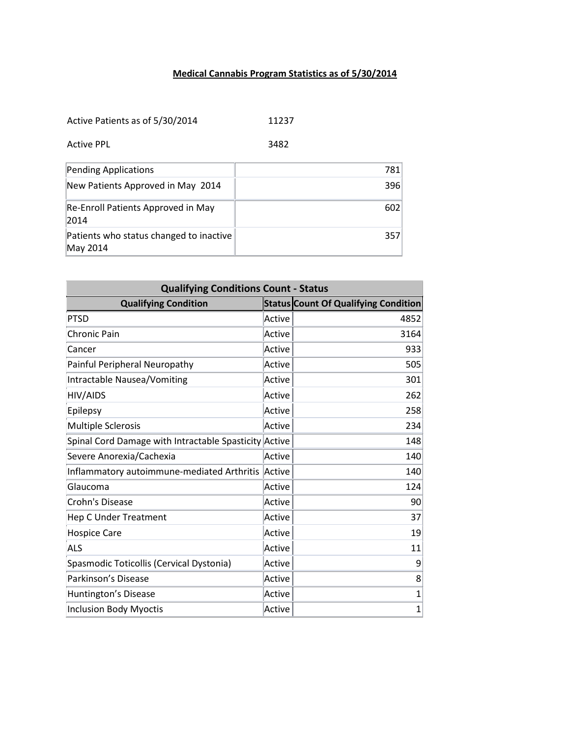**Medical Cannabis Program Statistics as of 5/30/2014**

Active Patients as of 5/30/2014 11237

Active PPL 3482

| Pending Applications | 781 |
| --- | --- |
| New Patients Approved in May 2014 | 396 |
| Re-Enroll Patients Approved in May 2014 | 602 |
| Patients who status changed to inactive May 2014 | 357 |

| Qualifying Conditions Count - Status | | |
| --- | --- | --- |
| **Qualifying Condition** | **Status** | **Count Of Qualifying Condition** |
| PTSD | Active | 4852 |
| Chronic Pain | Active | 3164 |
| Cancer | Active | 933 |
| Painful Peripheral Neuropathy | Active | 505 |
| Intractable Nausea/Vomiting | Active | 301 |
| HIV/AIDS | Active | 262 |
| Epilepsy | Active | 258 |
| Multiple Sclerosis | Active | 234 |
| Spinal Cord Damage with Intractable Spasticity | Active | 148 |
| Severe Anorexia/Cachexia | Active | 140 |
| Inflammatory autoimmune-mediated Arthritis | Active | 140 |
| Glaucoma | Active | 124 |
| Crohn's Disease | Active | 90 |
| Hep C Under Treatment | Active | 37 |
| Hospice Care | Active | 19 |
| ALS | Active | 11 |
| Spasmodic Toticollis (Cervical Dystonia) | Active | 9 |
| Parkinson's Disease | Active | 8 |
| Huntington's Disease | Active | 1 |
| Inclusion Body Myoctis | Active | 1 |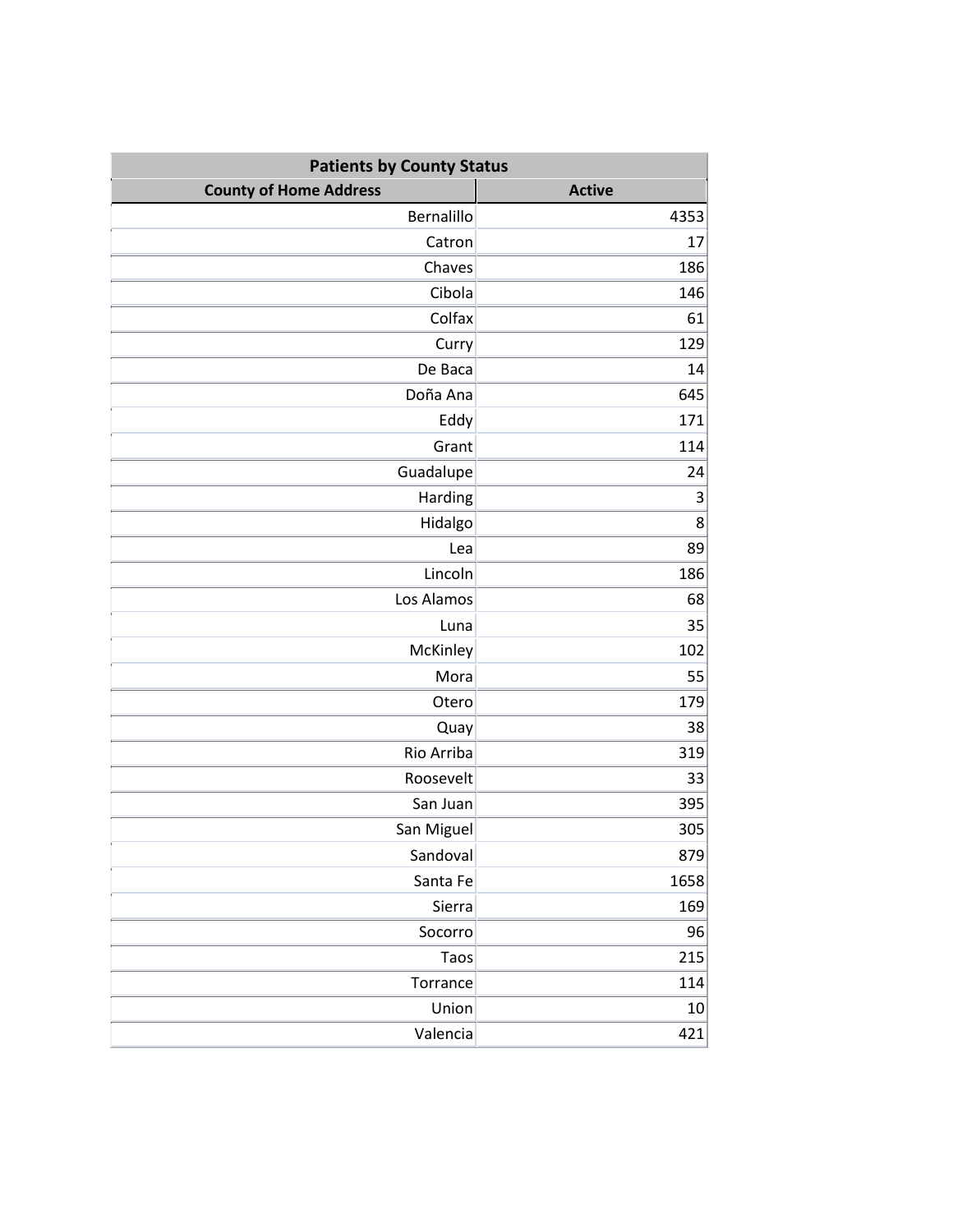| Patients by County Status | |
|---|---|
| County of Home Address | Active |
| Bernalillo | 4353 |
| Catron | 17 |
| Chaves | 186 |
| Cibola | 146 |
| Colfax | 61 |
| Curry | 129 |
| De Baca | 14 |
| Doña Ana | 645 |
| Eddy | 171 |
| Grant | 114 |
| Guadalupe | 24 |
| Harding | 3 |
| Hidalgo | 8 |
| Lea | 89 |
| Lincoln | 186 |
| Los Alamos | 68 |
| Luna | 35 |
| McKinley | 102 |
| Mora | 55 |
| Otero | 179 |
| Quay | 38 |
| Rio Arriba | 319 |
| Roosevelt | 33 |
| San Juan | 395 |
| San Miguel | 305 |
| Sandoval | 879 |
| Santa Fe | 1658 |
| Sierra | 169 |
| Socorro | 96 |
| Taos | 215 |
| Torrance | 114 |
| Union | 10 |
| Valencia | 421 |